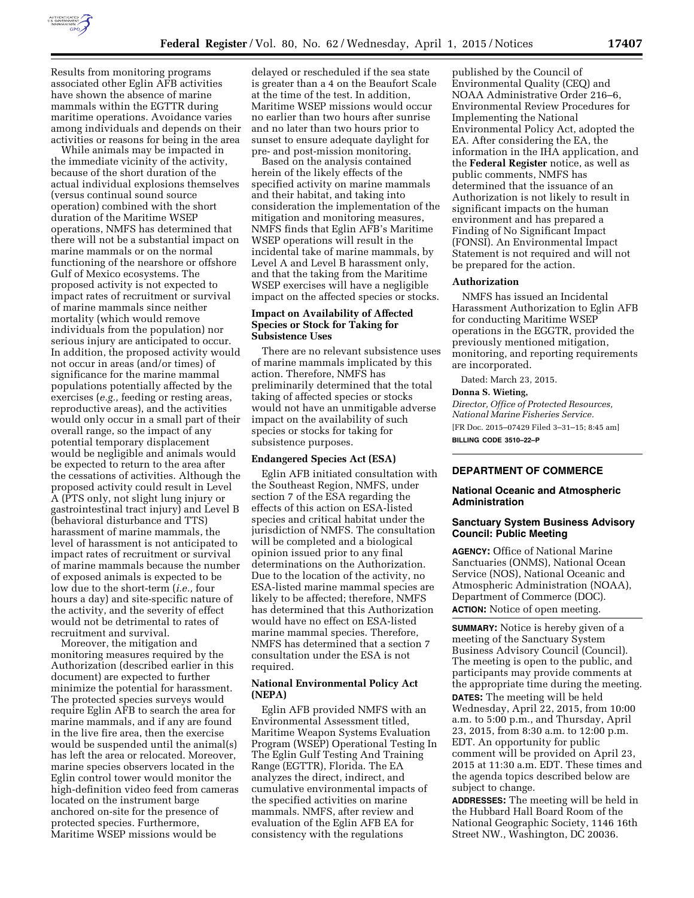Results from monitoring programs associated other Eglin AFB activities have shown the absence of marine mammals within the EGTTR during maritime operations. Avoidance varies among individuals and depends on their activities or reasons for being in the area

While animals may be impacted in the immediate vicinity of the activity, because of the short duration of the actual individual explosions themselves (versus continual sound source operation) combined with the short duration of the Maritime WSEP operations, NMFS has determined that there will not be a substantial impact on marine mammals or on the normal functioning of the nearshore or offshore Gulf of Mexico ecosystems. The proposed activity is not expected to impact rates of recruitment or survival of marine mammals since neither mortality (which would remove individuals from the population) nor serious injury are anticipated to occur. In addition, the proposed activity would not occur in areas (and/or times) of significance for the marine mammal populations potentially affected by the exercises (*e.g.,* feeding or resting areas, reproductive areas), and the activities would only occur in a small part of their overall range, so the impact of any potential temporary displacement would be negligible and animals would be expected to return to the area after the cessations of activities. Although the proposed activity could result in Level A (PTS only, not slight lung injury or gastrointestinal tract injury) and Level B (behavioral disturbance and TTS) harassment of marine mammals, the level of harassment is not anticipated to impact rates of recruitment or survival of marine mammals because the number of exposed animals is expected to be low due to the short-term (*i.e.,* four hours a day) and site-specific nature of the activity, and the severity of effect would not be detrimental to rates of recruitment and survival.

Moreover, the mitigation and monitoring measures required by the Authorization (described earlier in this document) are expected to further minimize the potential for harassment. The protected species surveys would require Eglin AFB to search the area for marine mammals, and if any are found in the live fire area, then the exercise would be suspended until the animal(s) has left the area or relocated. Moreover, marine species observers located in the Eglin control tower would monitor the high-definition video feed from cameras located on the instrument barge anchored on-site for the presence of protected species. Furthermore, Maritime WSEP missions would be delayed or rescheduled if the sea state is greater than a 4 on the Beaufort Scale at the time of the test. In addition, Maritime WSEP missions would occur no earlier than two hours after sunrise and no later than two hours prior to sunset to ensure adequate daylight for pre- and post-mission monitoring.

Based on the analysis contained herein of the likely effects of the specified activity on marine mammals and their habitat, and taking into consideration the implementation of the mitigation and monitoring measures, NMFS finds that Eglin AFB's Maritime WSEP operations will result in the incidental take of marine mammals, by Level A and Level B harassment only, and that the taking from the Maritime WSEP exercises will have a negligible impact on the affected species or stocks.

### Impact on Availability of Affected Species or Stock for Taking for Subsistence Uses

There are no relevant subsistence uses of marine mammals implicated by this action. Therefore, NMFS has preliminarily determined that the total taking of affected species or stocks would not have an unmitigable adverse impact on the availability of such species or stocks for taking for subsistence purposes.

### Endangered Species Act (ESA)

Eglin AFB initiated consultation with the Southeast Region, NMFS, under section 7 of the ESA regarding the effects of this action on ESA-listed species and critical habitat under the jurisdiction of NMFS. The consultation will be completed and a biological opinion issued prior to any final determinations on the Authorization. Due to the location of the activity, no ESA-listed marine mammal species are likely to be affected; therefore, NMFS has determined that this Authorization would have no effect on ESA-listed marine mammal species. Therefore, NMFS has determined that a section 7 consultation under the ESA is not required.

### National Environmental Policy Act (NEPA)

Eglin AFB provided NMFS with an Environmental Assessment titled, Maritime Weapon Systems Evaluation Program (WSEP) Operational Testing In The Eglin Gulf Testing And Training Range (EGTTR), Florida. The EA analyzes the direct, indirect, and cumulative environmental impacts of the specified activities on marine mammals. NMFS, after review and evaluation of the Eglin AFB EA for consistency with the regulations published by the Council of Environmental Quality (CEQ) and NOAA Administrative Order 216–6, Environmental Review Procedures for Implementing the National Environmental Policy Act, adopted the EA. After considering the EA, the information in the IHA application, and the **Federal Register** notice, as well as public comments, NMFS has determined that the issuance of an Authorization is not likely to result in significant impacts on the human environment and has prepared a Finding of No Significant Impact (FONSI). An Environmental Impact Statement is not required and will not be prepared for the action.

### Authorization

NMFS has issued an Incidental Harassment Authorization to Eglin AFB for conducting Maritime WSEP operations in the EGGTR, provided the previously mentioned mitigation, monitoring, and reporting requirements are incorporated.

Dated: March 23, 2015.

**Donna S. Wieting,**

*Director, Office of Protected Resources, National Marine Fisheries Service.*

[FR Doc. 2015–07429 Filed 3–31–15; 8:45 am]

**BILLING CODE 3510–22–P**

---

## DEPARTMENT OF COMMERCE

### National Oceanic and Atmospheric Administration

### Sanctuary System Business Advisory Council: Public Meeting

**AGENCY:** Office of National Marine Sanctuaries (ONMS), National Ocean Service (NOS), National Oceanic and Atmospheric Administration (NOAA), Department of Commerce (DOC).

**ACTION:** Notice of open meeting.

**SUMMARY:** Notice is hereby given of a meeting of the Sanctuary System Business Advisory Council (Council). The meeting is open to the public, and participants may provide comments at the appropriate time during the meeting.

**DATES:** The meeting will be held Wednesday, April 22, 2015, from 10:00 a.m. to 5:00 p.m., and Thursday, April 23, 2015, from 8:30 a.m. to 12:00 p.m. EDT. An opportunity for public comment will be provided on April 23, 2015 at 11:30 a.m. EDT. These times and the agenda topics described below are subject to change.

**ADDRESSES:** The meeting will be held in the Hubbard Hall Board Room of the National Geographic Society, 1146 16th Street NW., Washington, DC 20036.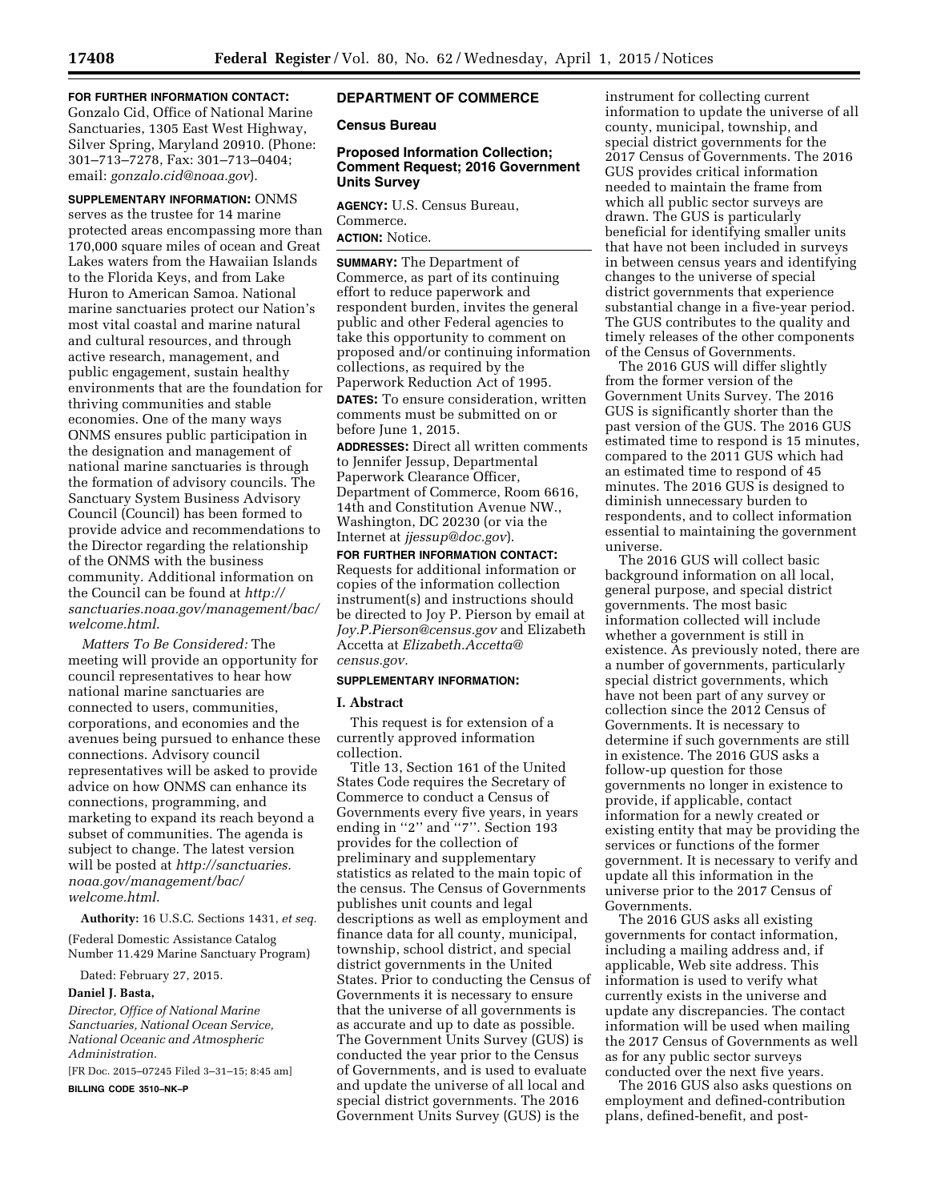**FOR FURTHER INFORMATION CONTACT:** Gonzalo Cid, Office of National Marine Sanctuaries, 1305 East West Highway, Silver Spring, Maryland 20910. (Phone: 301–713–7278, Fax: 301–713–0404; email: *gonzalo.cid@noaa.gov*).

**SUPPLEMENTARY INFORMATION:** ONMS serves as the trustee for 14 marine protected areas encompassing more than 170,000 square miles of ocean and Great Lakes waters from the Hawaiian Islands to the Florida Keys, and from Lake Huron to American Samoa. National marine sanctuaries protect our Nation's most vital coastal and marine natural and cultural resources, and through active research, management, and public engagement, sustain healthy environments that are the foundation for thriving communities and stable economies. One of the many ways ONMS ensures public participation in the designation and management of national marine sanctuaries is through the formation of advisory councils. The Sanctuary System Business Advisory Council (Council) has been formed to provide advice and recommendations to the Director regarding the relationship of the ONMS with the business community. Additional information on the Council can be found at *http://sanctuaries.noaa.gov/management/bac/welcome.html*.

*Matters To Be Considered:* The meeting will provide an opportunity for council representatives to hear how national marine sanctuaries are connected to users, communities, corporations, and economies and the avenues being pursued to enhance these connections. Advisory council representatives will be asked to provide advice on how ONMS can enhance its connections, programming, and marketing to expand its reach beyond a subset of communities. The agenda is subject to change. The latest version will be posted at *http://sanctuaries.noaa.gov/management/bac/welcome.html*.

**Authority:** 16 U.S.C. Sections 1431, *et seq.*

(Federal Domestic Assistance Catalog Number 11.429 Marine Sanctuary Program)

Dated: February 27, 2015.

**Daniel J. Basta,**

*Director, Office of National Marine Sanctuaries, National Ocean Service, National Oceanic and Atmospheric Administration.*

[FR Doc. 2015–07245 Filed 3–31–15; 8:45 am]

**BILLING CODE 3510–NK–P**

## DEPARTMENT OF COMMERCE

### Census Bureau

### Proposed Information Collection; Comment Request; 2016 Government Units Survey

**AGENCY:** U.S. Census Bureau, Commerce.

**ACTION:** Notice.

**SUMMARY:** The Department of Commerce, as part of its continuing effort to reduce paperwork and respondent burden, invites the general public and other Federal agencies to take this opportunity to comment on proposed and/or continuing information collections, as required by the Paperwork Reduction Act of 1995.

**DATES:** To ensure consideration, written comments must be submitted on or before June 1, 2015.

**ADDRESSES:** Direct all written comments to Jennifer Jessup, Departmental Paperwork Clearance Officer, Department of Commerce, Room 6616, 14th and Constitution Avenue NW., Washington, DC 20230 (or via the Internet at *jjessup@doc.gov*).

**FOR FURTHER INFORMATION CONTACT:** Requests for additional information or copies of the information collection instrument(s) and instructions should be directed to Joy P. Pierson by email at *Joy.P.Pierson@census.gov* and Elizabeth Accetta at *Elizabeth.Accetta@census.gov.*

**SUPPLEMENTARY INFORMATION:**

**I. Abstract**

This request is for extension of a currently approved information collection.

Title 13, Section 161 of the United States Code requires the Secretary of Commerce to conduct a Census of Governments every five years, in years ending in ''2'' and ''7''. Section 193 provides for the collection of preliminary and supplementary statistics as related to the main topic of the census. The Census of Governments publishes unit counts and legal descriptions as well as employment and finance data for all county, municipal, township, school district, and special district governments in the United States. Prior to conducting the Census of Governments it is necessary to ensure that the universe of all governments is as accurate and up to date as possible. The Government Units Survey (GUS) is conducted the year prior to the Census of Governments, and is used to evaluate and update the universe of all local and special district governments. The 2016 Government Units Survey (GUS) is the instrument for collecting current information to update the universe of all county, municipal, township, and special district governments for the 2017 Census of Governments. The 2016 GUS provides critical information needed to maintain the frame from which all public sector surveys are drawn. The GUS is particularly beneficial for identifying smaller units that have not been included in surveys in between census years and identifying changes to the universe of special district governments that experience substantial change in a five-year period. The GUS contributes to the quality and timely releases of the other components of the Census of Governments.

The 2016 GUS will differ slightly from the former version of the Government Units Survey. The 2016 GUS is significantly shorter than the past version of the GUS. The 2016 GUS estimated time to respond is 15 minutes, compared to the 2011 GUS which had an estimated time to respond of 45 minutes. The 2016 GUS is designed to diminish unnecessary burden to respondents, and to collect information essential to maintaining the government universe.

The 2016 GUS will collect basic background information on all local, general purpose, and special district governments. The most basic information collected will include whether a government is still in existence. As previously noted, there are a number of governments, particularly special district governments, which have not been part of any survey or collection since the 2012 Census of Governments. It is necessary to determine if such governments are still in existence. The 2016 GUS asks a follow-up question for those governments no longer in existence to provide, if applicable, contact information for a newly created or existing entity that may be providing the services or functions of the former government. It is necessary to verify and update all this information in the universe prior to the 2017 Census of Governments.

The 2016 GUS asks all existing governments for contact information, including a mailing address and, if applicable, Web site address. This information is used to verify what currently exists in the universe and update any discrepancies. The contact information will be used when mailing the 2017 Census of Governments as well as for any public sector surveys conducted over the next five years.

The 2016 GUS also asks questions on employment and defined-contribution plans, defined-benefit, and post-